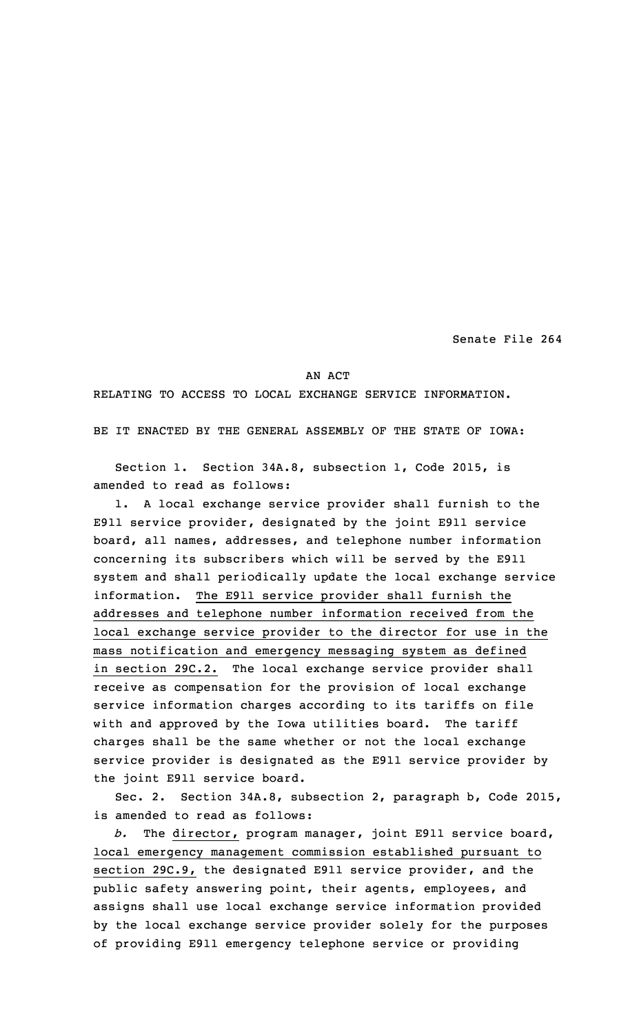Senate File 264

AN ACT

RELATING TO ACCESS TO LOCAL EXCHANGE SERVICE INFORMATION.

BE IT ENACTED BY THE GENERAL ASSEMBLY OF THE STATE OF IOWA:

Section 1. Section 34A.8, subsection 1, Code 2015, is amended to read as follows:

1. A local exchange service provider shall furnish to the E911 service provider, designated by the joint E911 service board, all names, addresses, and telephone number information concerning its subscribers which will be served by the E911 system and shall periodically update the local exchange service information. <u>The E911 service provider shall furnish the addresses and telephone number information received from the local exchange service provider to the director for use in the mass notification and emergency messaging system as defined in section 29C.2.</u> The local exchange service provider shall receive as compensation for the provision of local exchange service information charges according to its tariffs on file with and approved by the Iowa utilities board. The tariff charges shall be the same whether or not the local exchange service provider is designated as the E911 service provider by the joint E911 service board.

Sec. 2. Section 34A.8, subsection 2, paragraph b, Code 2015, is amended to read as follows:

*b.* The <u>director,</u> program manager, joint E911 service board, <u>local emergency management commission established pursuant to section 29C.9,</u> the designated E911 service provider, and the public safety answering point, their agents, employees, and assigns shall use local exchange service information provided by the local exchange service provider solely for the purposes of providing E911 emergency telephone service or providing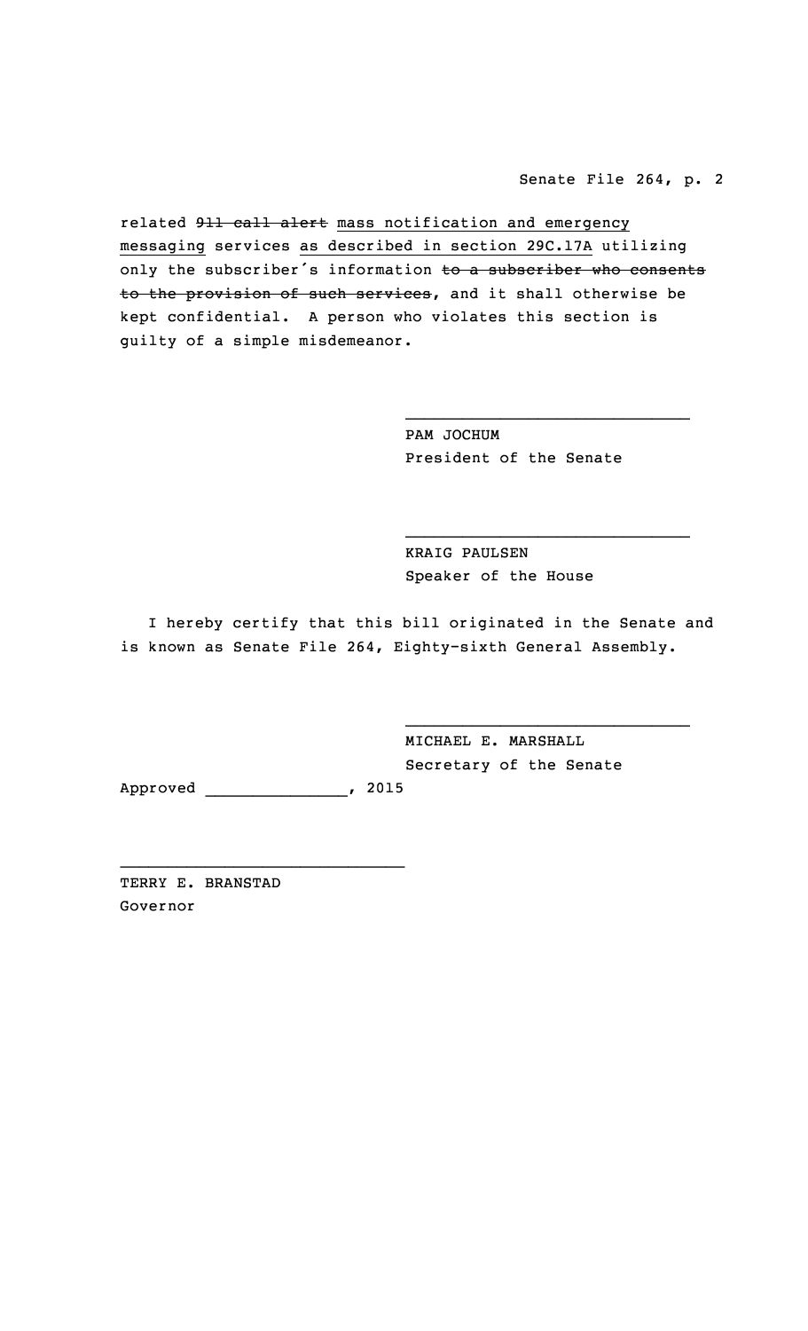related ~~911 call alert~~ <u>mass notification and emergency messaging</u> services <u>as described in section 29C.17A</u> utilizing only the subscriber's information ~~to a subscriber who consents to the provision of such services~~, and it shall otherwise be kept confidential. A person who violates this section is guilty of a simple misdemeanor.

______________________________
PAM JOCHUM
President of the Senate

______________________________
KRAIG PAULSEN
Speaker of the House

I hereby certify that this bill originated in the Senate and is known as Senate File 264, Eighty-sixth General Assembly.

______________________________
MICHAEL E. MARSHALL
Secretary of the Senate

Approved _______________, 2015

______________________________
TERRY E. BRANSTAD
Governor